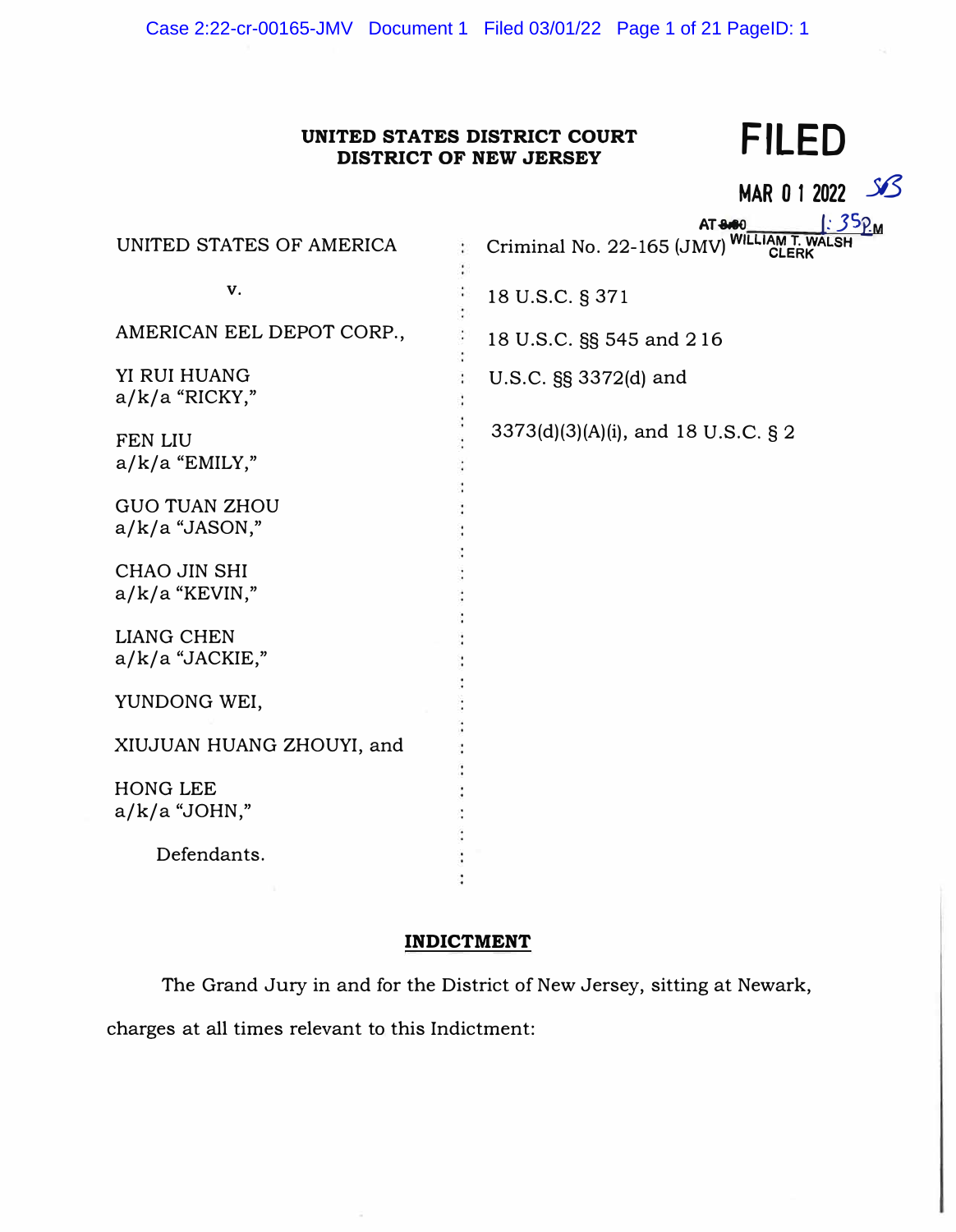**UNITED STATES DISTRICT COURT**
**DISTRICT OF NEW JERSEY**

FILED

MAR 0 1 2022

AT 1:35 PM
WILLIAM T. WALSH
CLERK

| | | |
|---|---|---|
| UNITED STATES OF AMERICA | : | Criminal No. 22-165 (JMV) |
| v. | : | 18 U.S.C. § 371 |
| AMERICAN EEL DEPOT CORP., | : | 18 U.S.C. §§ 545 and 216 |
| YI RUI HUANG a/k/a "RICKY," | : | U.S.C. §§ 3372(d) and |
| FEN LIU a/k/a "EMILY," | : | 3373(d)(3)(A)(i), and 18 U.S.C. § 2 |
| GUO TUAN ZHOU a/k/a "JASON," | : | |
| CHAO JIN SHI a/k/a "KEVIN," | : | |
| LIANG CHEN a/k/a "JACKIE," | : | |
| YUNDONG WEI, | : | |
| XIUJUAN HUANG ZHOUYI, and | : | |
| HONG LEE a/k/a "JOHN," | : | |
| Defendants. | : | |

**INDICTMENT**

The Grand Jury in and for the District of New Jersey, sitting at Newark, charges at all times relevant to this Indictment: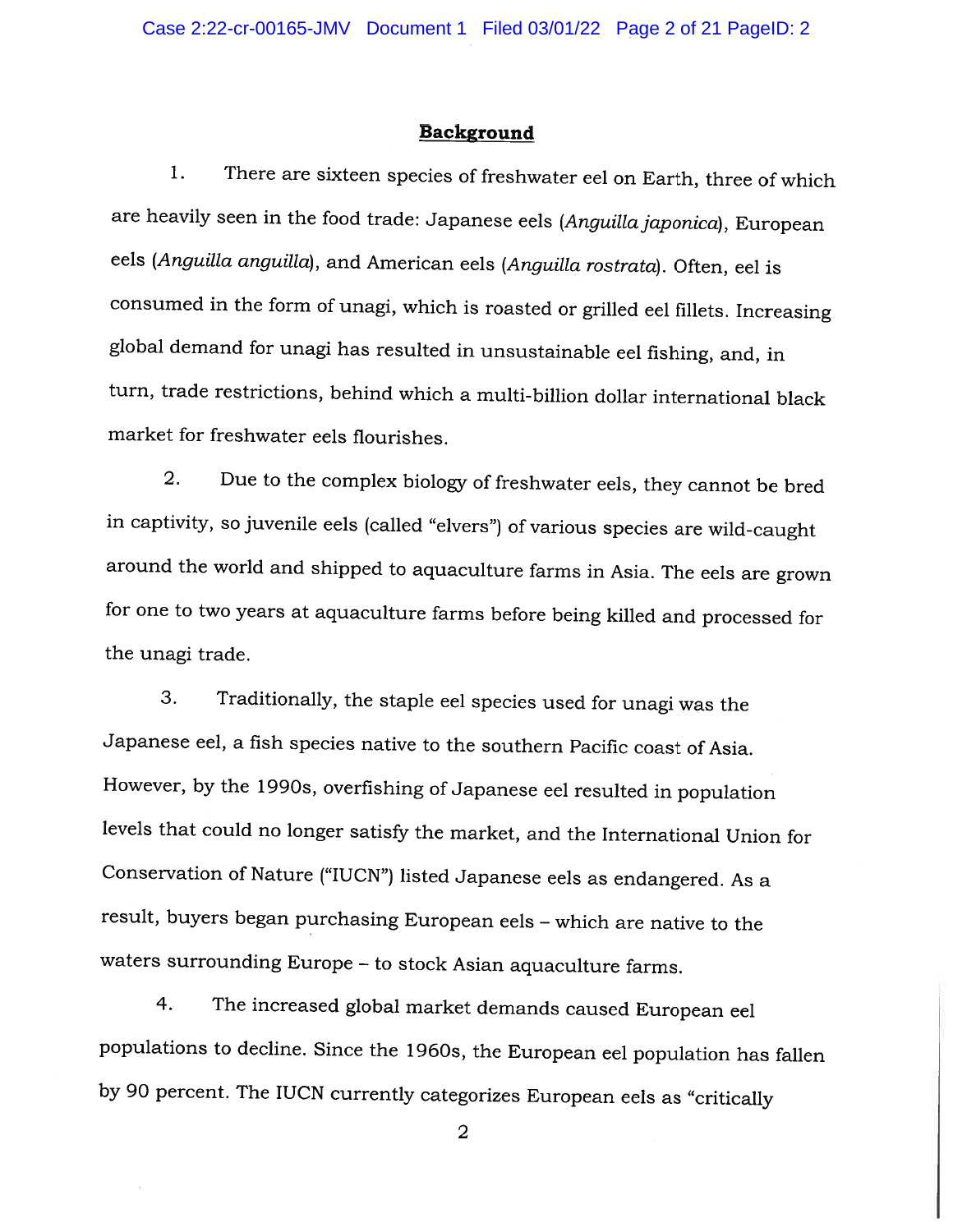## **Background**

1. There are sixteen species of freshwater eel on Earth, three of which are heavily seen in the food trade: Japanese eels (*Anguilla japonica*), European eels (*Anguilla anguilla*), and American eels (*Anguilla rostrata*). Often, eel is consumed in the form of unagi, which is roasted or grilled eel fillets. Increasing global demand for unagi has resulted in unsustainable eel fishing, and, in turn, trade restrictions, behind which a multi-billion dollar international black market for freshwater eels flourishes.

2. Due to the complex biology of freshwater eels, they cannot be bred in captivity, so juvenile eels (called "elvers") of various species are wild-caught around the world and shipped to aquaculture farms in Asia. The eels are grown for one to two years at aquaculture farms before being killed and processed for the unagi trade.

3. Traditionally, the staple eel species used for unagi was the Japanese eel, a fish species native to the southern Pacific coast of Asia. However, by the 1990s, overfishing of Japanese eel resulted in population levels that could no longer satisfy the market, and the International Union for Conservation of Nature ("IUCN") listed Japanese eels as endangered. As a result, buyers began purchasing European eels – which are native to the waters surrounding Europe – to stock Asian aquaculture farms.

4. The increased global market demands caused European eel populations to decline. Since the 1960s, the European eel population has fallen by 90 percent. The IUCN currently categorizes European eels as "critically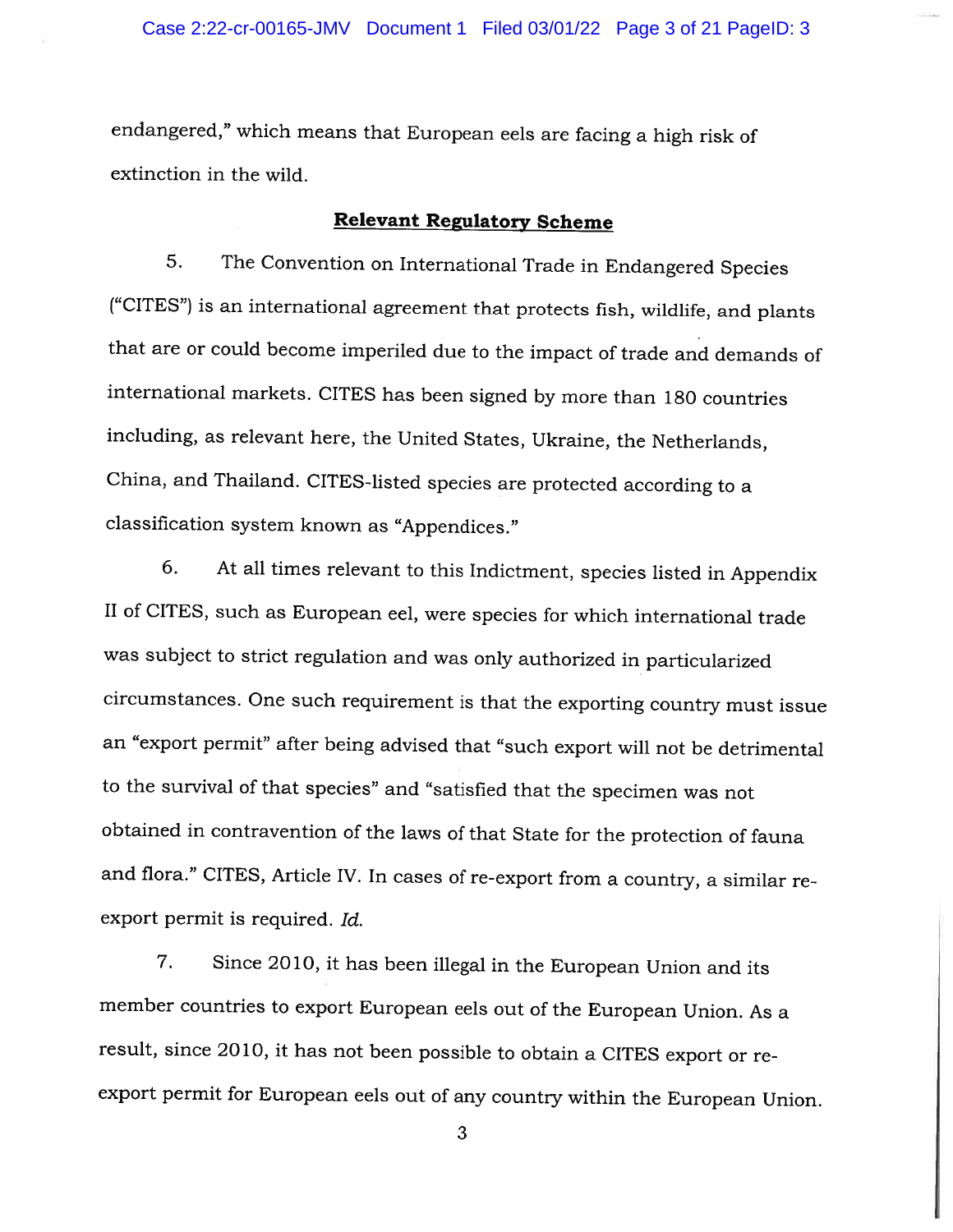endangered," which means that European eels are facing a high risk of extinction in the wild.

## **Relevant Regulatory Scheme**

5. The Convention on International Trade in Endangered Species ("CITES") is an international agreement that protects fish, wildlife, and plants that are or could become imperiled due to the impact of trade and demands of international markets. CITES has been signed by more than 180 countries including, as relevant here, the United States, Ukraine, the Netherlands, China, and Thailand. CITES-listed species are protected according to a classification system known as "Appendices."

6. At all times relevant to this Indictment, species listed in Appendix II of CITES, such as European eel, were species for which international trade was subject to strict regulation and was only authorized in particularized circumstances. One such requirement is that the exporting country must issue an "export permit" after being advised that "such export will not be detrimental to the survival of that species" and "satisfied that the specimen was not obtained in contravention of the laws of that State for the protection of fauna and flora." CITES, Article IV. In cases of re-export from a country, a similar re-export permit is required. *Id.*

7. Since 2010, it has been illegal in the European Union and its member countries to export European eels out of the European Union. As a result, since 2010, it has not been possible to obtain a CITES export or re-export permit for European eels out of any country within the European Union.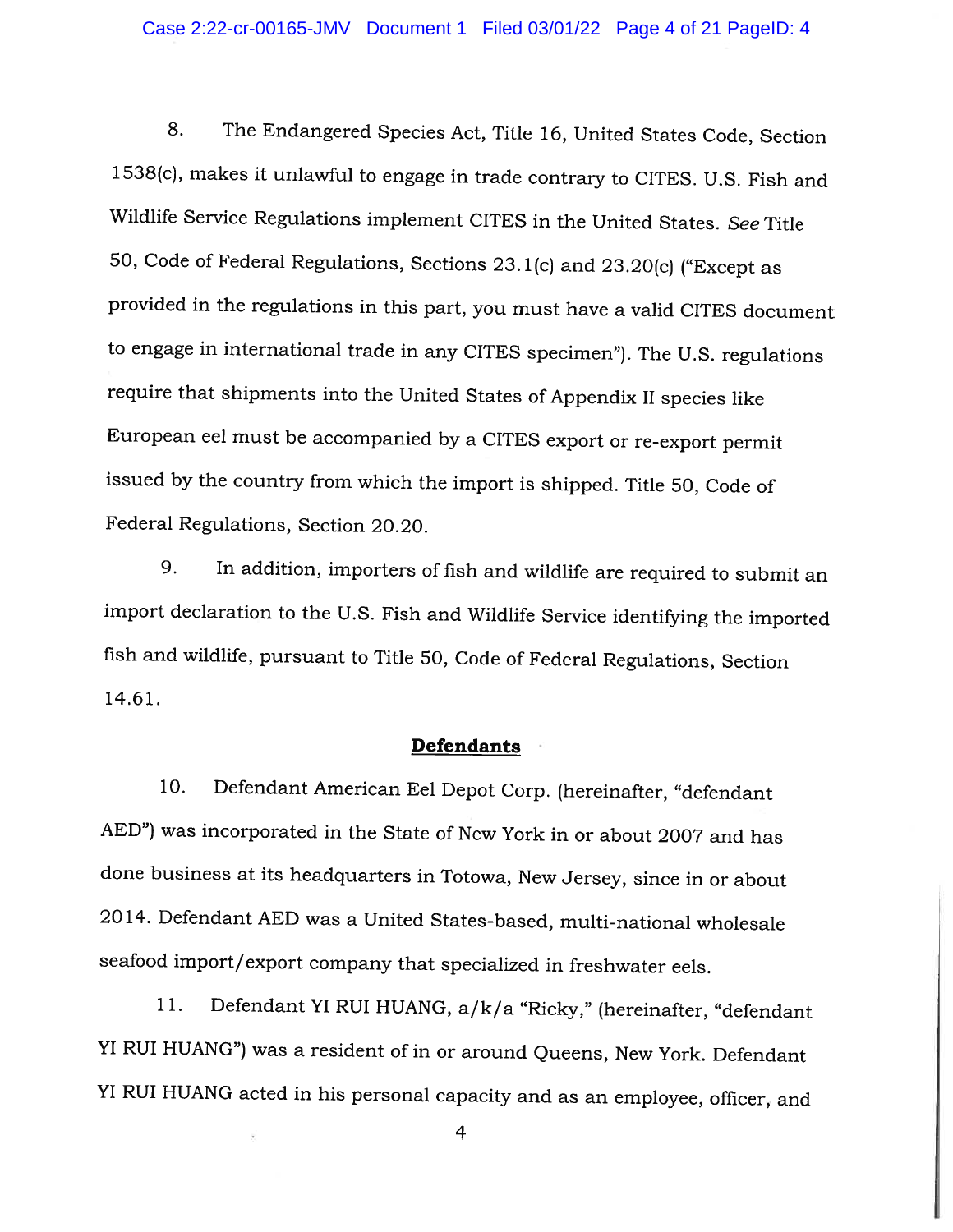8. The Endangered Species Act, Title 16, United States Code, Section 1538(c), makes it unlawful to engage in trade contrary to CITES. U.S. Fish and Wildlife Service Regulations implement CITES in the United States. *See* Title 50, Code of Federal Regulations, Sections 23.1(c) and 23.20(c) ("Except as provided in the regulations in this part, you must have a valid CITES document to engage in international trade in any CITES specimen"). The U.S. regulations require that shipments into the United States of Appendix II species like European eel must be accompanied by a CITES export or re-export permit issued by the country from which the import is shipped. Title 50, Code of Federal Regulations, Section 20.20.

9. In addition, importers of fish and wildlife are required to submit an import declaration to the U.S. Fish and Wildlife Service identifying the imported fish and wildlife, pursuant to Title 50, Code of Federal Regulations, Section 14.61.

**Defendants**

10. Defendant American Eel Depot Corp. (hereinafter, "defendant AED") was incorporated in the State of New York in or about 2007 and has done business at its headquarters in Totowa, New Jersey, since in or about 2014. Defendant AED was a United States-based, multi-national wholesale seafood import/export company that specialized in freshwater eels.

11. Defendant YI RUI HUANG, a/k/a "Ricky," (hereinafter, "defendant YI RUI HUANG") was a resident of in or around Queens, New York. Defendant YI RUI HUANG acted in his personal capacity and as an employee, officer, and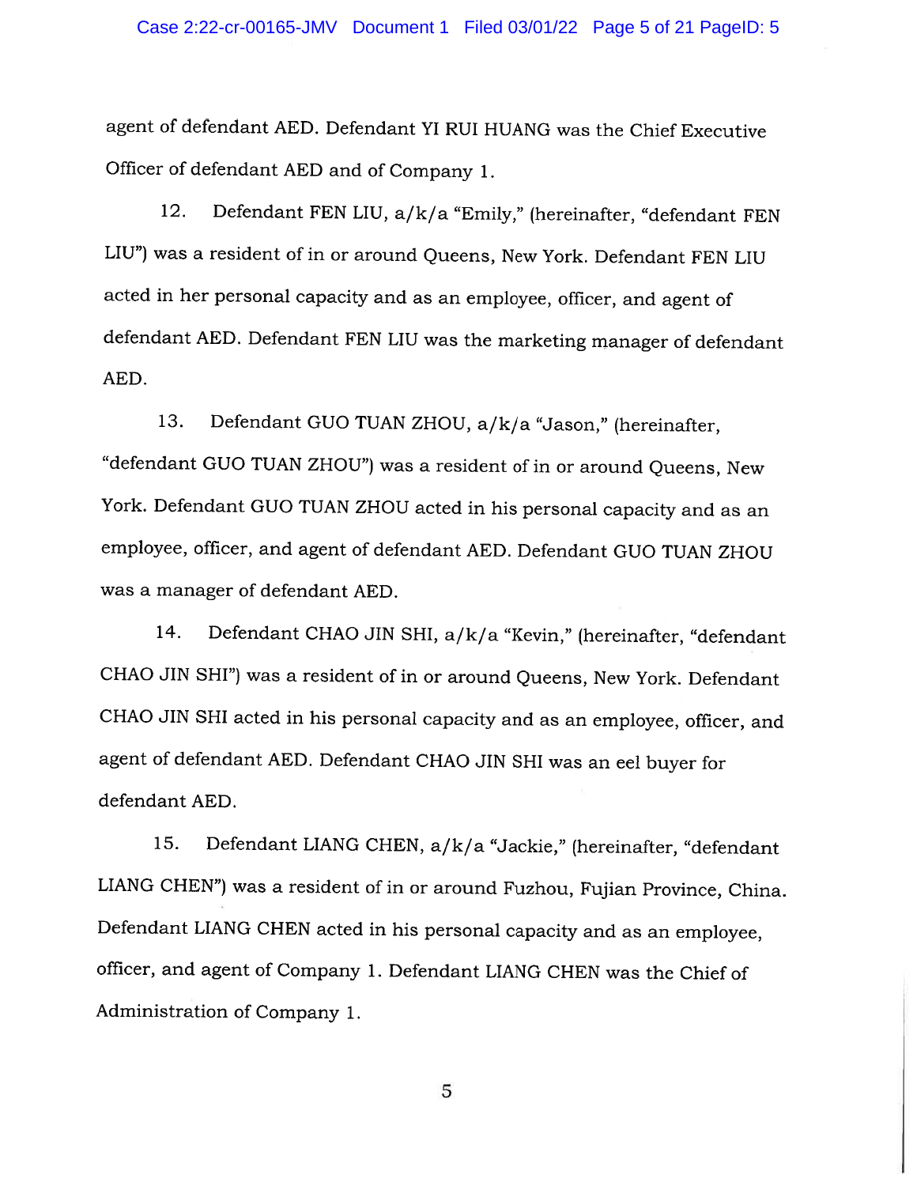agent of defendant AED. Defendant YI RUI HUANG was the Chief Executive Officer of defendant AED and of Company 1.

12. Defendant FEN LIU, a/k/a "Emily," (hereinafter, "defendant FEN LIU") was a resident of in or around Queens, New York. Defendant FEN LIU acted in her personal capacity and as an employee, officer, and agent of defendant AED. Defendant FEN LIU was the marketing manager of defendant AED.

13. Defendant GUO TUAN ZHOU, a/k/a "Jason," (hereinafter, "defendant GUO TUAN ZHOU") was a resident of in or around Queens, New York. Defendant GUO TUAN ZHOU acted in his personal capacity and as an employee, officer, and agent of defendant AED. Defendant GUO TUAN ZHOU was a manager of defendant AED.

14. Defendant CHAO JIN SHI, a/k/a "Kevin," (hereinafter, "defendant CHAO JIN SHI") was a resident of in or around Queens, New York. Defendant CHAO JIN SHI acted in his personal capacity and as an employee, officer, and agent of defendant AED. Defendant CHAO JIN SHI was an eel buyer for defendant AED.

15. Defendant LIANG CHEN, a/k/a "Jackie," (hereinafter, "defendant LIANG CHEN") was a resident of in or around Fuzhou, Fujian Province, China. Defendant LIANG CHEN acted in his personal capacity and as an employee, officer, and agent of Company 1. Defendant LIANG CHEN was the Chief of Administration of Company 1.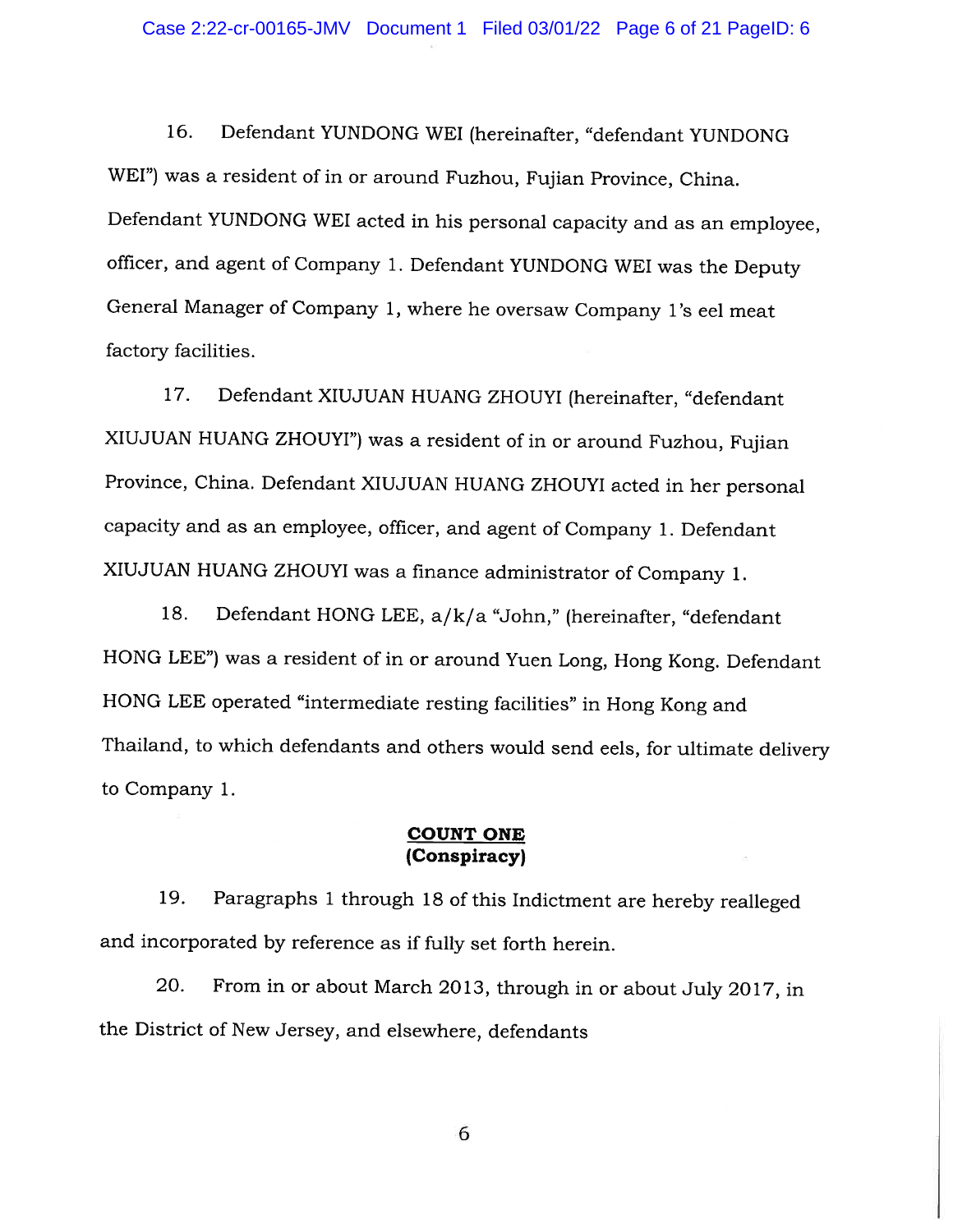16. Defendant YUNDONG WEI (hereinafter, "defendant YUNDONG WEI") was a resident of in or around Fuzhou, Fujian Province, China. Defendant YUNDONG WEI acted in his personal capacity and as an employee, officer, and agent of Company 1. Defendant YUNDONG WEI was the Deputy General Manager of Company 1, where he oversaw Company 1's eel meat factory facilities.

17. Defendant XIUJUAN HUANG ZHOUYI (hereinafter, "defendant XIUJUAN HUANG ZHOUYI") was a resident of in or around Fuzhou, Fujian Province, China. Defendant XIUJUAN HUANG ZHOUYI acted in her personal capacity and as an employee, officer, and agent of Company 1. Defendant XIUJUAN HUANG ZHOUYI was a finance administrator of Company 1.

18. Defendant HONG LEE, a/k/a "John," (hereinafter, "defendant HONG LEE") was a resident of in or around Yuen Long, Hong Kong. Defendant HONG LEE operated "intermediate resting facilities" in Hong Kong and Thailand, to which defendants and others would send eels, for ultimate delivery to Company 1.

**COUNT ONE**
**(Conspiracy)**

19. Paragraphs 1 through 18 of this Indictment are hereby realleged and incorporated by reference as if fully set forth herein.

20. From in or about March 2013, through in or about July 2017, in the District of New Jersey, and elsewhere, defendants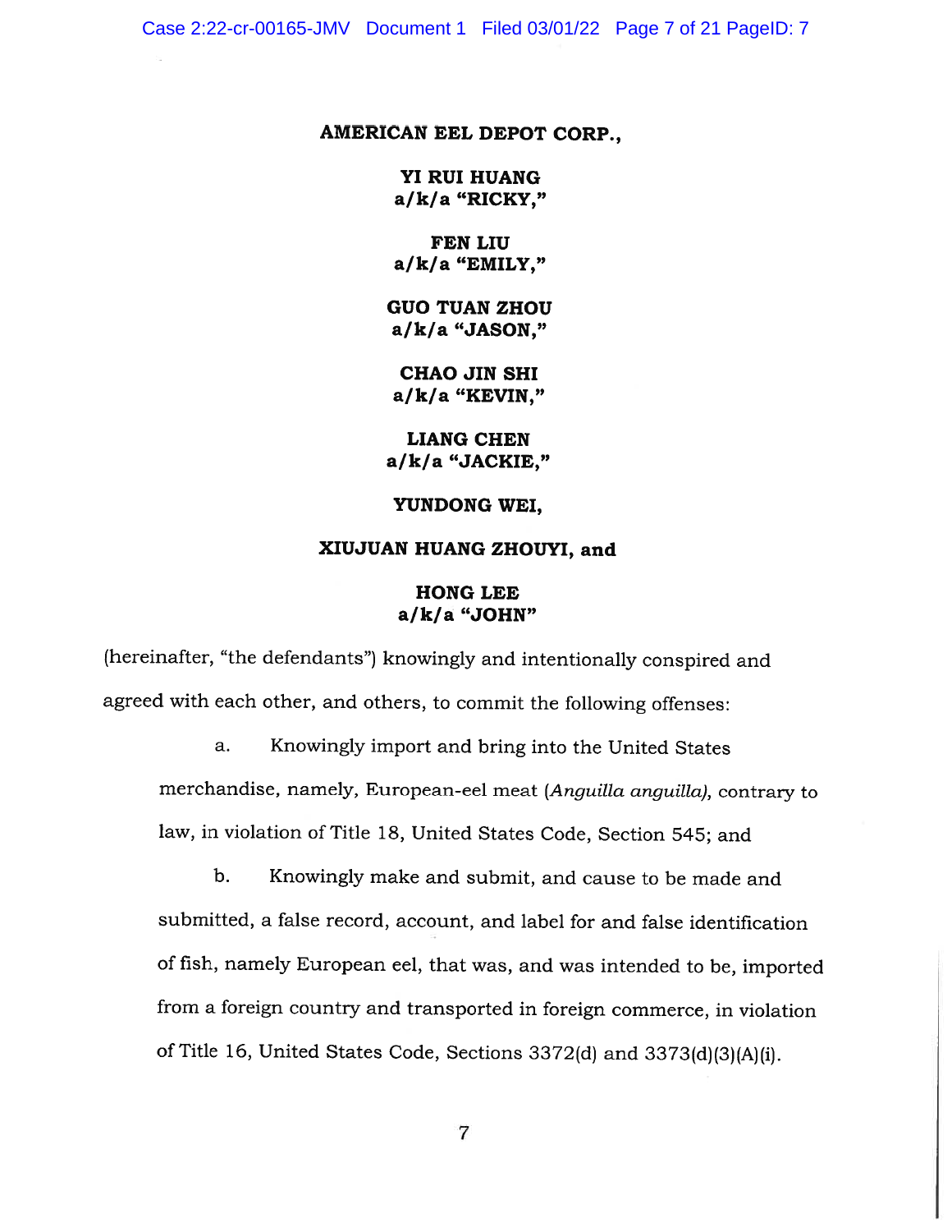**AMERICAN EEL DEPOT CORP.,**

**YI RUI HUANG**
**a/k/a "RICKY,"**

**FEN LIU**
**a/k/a "EMILY,"**

**GUO TUAN ZHOU**
**a/k/a "JASON,"**

**CHAO JIN SHI**
**a/k/a "KEVIN,"**

**LIANG CHEN**
**a/k/a "JACKIE,"**

**YUNDONG WEI,**

**XIUJUAN HUANG ZHOUYI, and**

**HONG LEE**
**a/k/a "JOHN"**

(hereinafter, "the defendants") knowingly and intentionally conspired and agreed with each other, and others, to commit the following offenses:

a. Knowingly import and bring into the United States merchandise, namely, European-eel meat (*Anguilla anguilla)*, contrary to law, in violation of Title 18, United States Code, Section 545; and

b. Knowingly make and submit, and cause to be made and submitted, a false record, account, and label for and false identification of fish, namely European eel, that was, and was intended to be, imported from a foreign country and transported in foreign commerce, in violation of Title 16, United States Code, Sections 3372(d) and 3373(d)(3)(A)(i).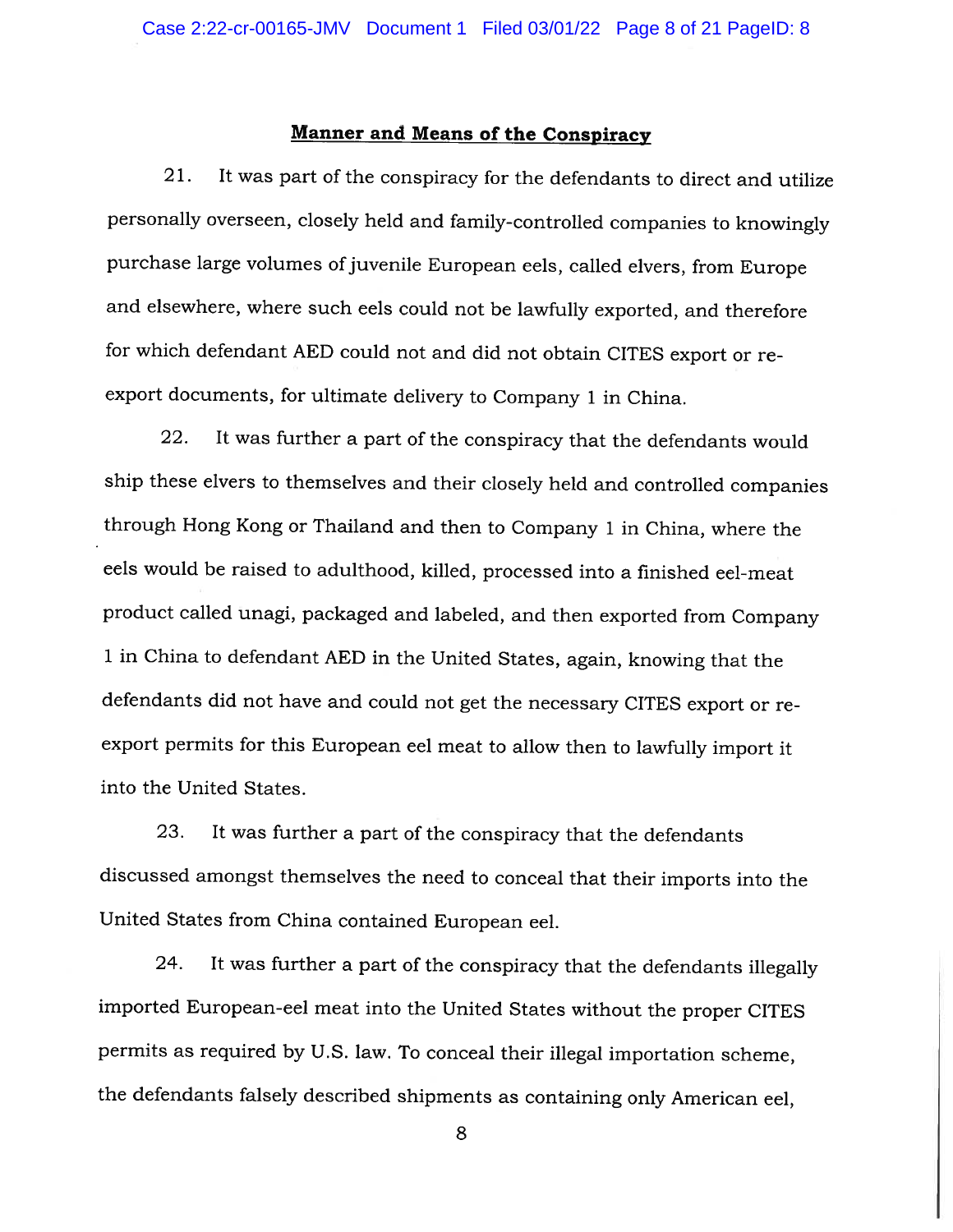## **Manner and Means of the Conspiracy**

21. It was part of the conspiracy for the defendants to direct and utilize personally overseen, closely held and family-controlled companies to knowingly purchase large volumes of juvenile European eels, called elvers, from Europe and elsewhere, where such eels could not be lawfully exported, and therefore for which defendant AED could not and did not obtain CITES export or re-export documents, for ultimate delivery to Company 1 in China.

22. It was further a part of the conspiracy that the defendants would ship these elvers to themselves and their closely held and controlled companies through Hong Kong or Thailand and then to Company 1 in China, where the eels would be raised to adulthood, killed, processed into a finished eel-meat product called unagi, packaged and labeled, and then exported from Company 1 in China to defendant AED in the United States, again, knowing that the defendants did not have and could not get the necessary CITES export or re-export permits for this European eel meat to allow then to lawfully import it into the United States.

23. It was further a part of the conspiracy that the defendants discussed amongst themselves the need to conceal that their imports into the United States from China contained European eel.

24. It was further a part of the conspiracy that the defendants illegally imported European-eel meat into the United States without the proper CITES permits as required by U.S. law. To conceal their illegal importation scheme, the defendants falsely described shipments as containing only American eel,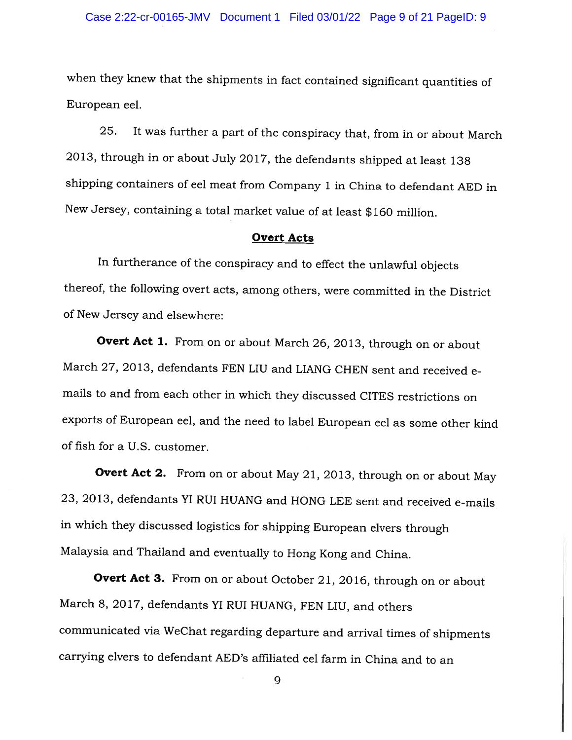when they knew that the shipments in fact contained significant quantities of European eel.

25. It was further a part of the conspiracy that, from in or about March 2013, through in or about July 2017, the defendants shipped at least 138 shipping containers of eel meat from Company 1 in China to defendant AED in New Jersey, containing a total market value of at least $160 million.

**Overt Acts**

In furtherance of the conspiracy and to effect the unlawful objects thereof, the following overt acts, among others, were committed in the District of New Jersey and elsewhere:

**Overt Act 1.** From on or about March 26, 2013, through on or about March 27, 2013, defendants FEN LIU and LIANG CHEN sent and received e-mails to and from each other in which they discussed CITES restrictions on exports of European eel, and the need to label European eel as some other kind of fish for a U.S. customer.

**Overt Act 2.** From on or about May 21, 2013, through on or about May 23, 2013, defendants YI RUI HUANG and HONG LEE sent and received e-mails in which they discussed logistics for shipping European elvers through Malaysia and Thailand and eventually to Hong Kong and China.

**Overt Act 3.** From on or about October 21, 2016, through on or about March 8, 2017, defendants YI RUI HUANG, FEN LIU, and others communicated via WeChat regarding departure and arrival times of shipments carrying elvers to defendant AED's affiliated eel farm in China and to an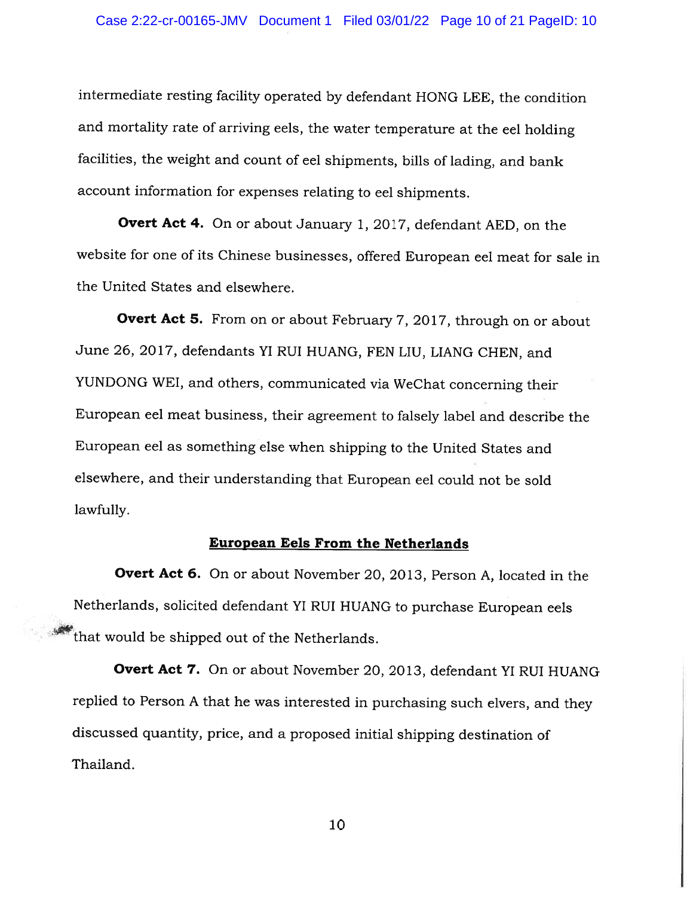intermediate resting facility operated by defendant HONG LEE, the condition and mortality rate of arriving eels, the water temperature at the eel holding facilities, the weight and count of eel shipments, bills of lading, and bank account information for expenses relating to eel shipments.

**Overt Act 4.** On or about January 1, 2017, defendant AED, on the website for one of its Chinese businesses, offered European eel meat for sale in the United States and elsewhere.

**Overt Act 5.** From on or about February 7, 2017, through on or about June 26, 2017, defendants YI RUI HUANG, FEN LIU, LIANG CHEN, and YUNDONG WEI, and others, communicated via WeChat concerning their European eel meat business, their agreement to falsely label and describe the European eel as something else when shipping to the United States and elsewhere, and their understanding that European eel could not be sold lawfully.

**<u>European Eels From the Netherlands</u>**

**Overt Act 6.** On or about November 20, 2013, Person A, located in the Netherlands, solicited defendant YI RUI HUANG to purchase European eels that would be shipped out of the Netherlands.

**Overt Act 7.** On or about November 20, 2013, defendant YI RUI HUANG replied to Person A that he was interested in purchasing such elvers, and they discussed quantity, price, and a proposed initial shipping destination of Thailand.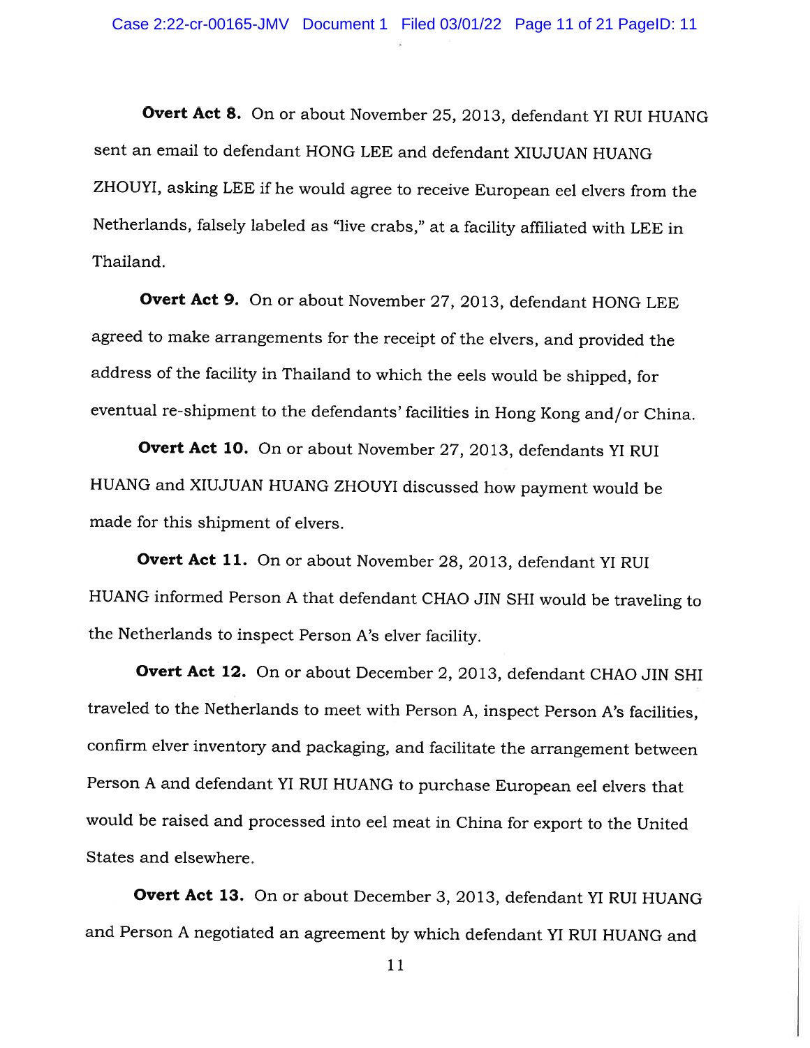**Overt Act 8.** On or about November 25, 2013, defendant YI RUI HUANG sent an email to defendant HONG LEE and defendant XIUJUAN HUANG ZHOUYI, asking LEE if he would agree to receive European eel elvers from the Netherlands, falsely labeled as "live crabs," at a facility affiliated with LEE in Thailand.

**Overt Act 9.** On or about November 27, 2013, defendant HONG LEE agreed to make arrangements for the receipt of the elvers, and provided the address of the facility in Thailand to which the eels would be shipped, for eventual re-shipment to the defendants' facilities in Hong Kong and/or China.

**Overt Act 10.** On or about November 27, 2013, defendants YI RUI HUANG and XIUJUAN HUANG ZHOUYI discussed how payment would be made for this shipment of elvers.

**Overt Act 11.** On or about November 28, 2013, defendant YI RUI HUANG informed Person A that defendant CHAO JIN SHI would be traveling to the Netherlands to inspect Person A's elver facility.

**Overt Act 12.** On or about December 2, 2013, defendant CHAO JIN SHI traveled to the Netherlands to meet with Person A, inspect Person A's facilities, confirm elver inventory and packaging, and facilitate the arrangement between Person A and defendant YI RUI HUANG to purchase European eel elvers that would be raised and processed into eel meat in China for export to the United States and elsewhere.

**Overt Act 13.** On or about December 3, 2013, defendant YI RUI HUANG and Person A negotiated an agreement by which defendant YI RUI HUANG and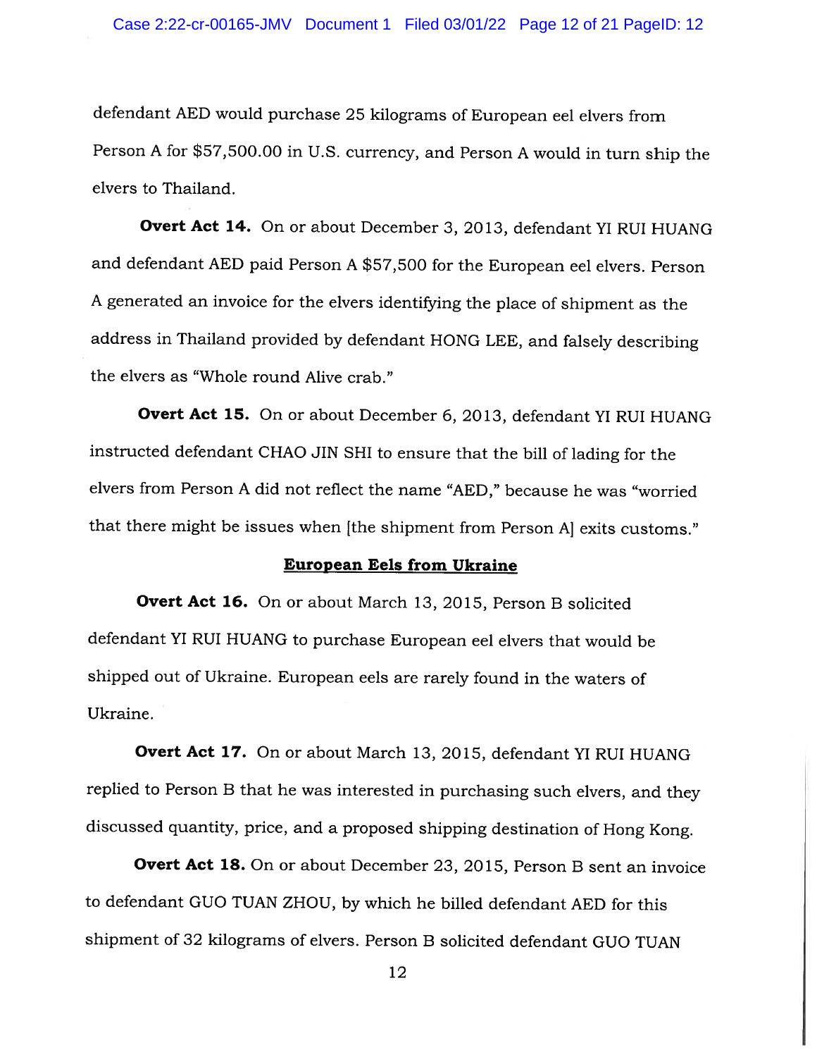defendant AED would purchase 25 kilograms of European eel elvers from Person A for $57,500.00 in U.S. currency, and Person A would in turn ship the elvers to Thailand.

**Overt Act 14.** On or about December 3, 2013, defendant YI RUI HUANG and defendant AED paid Person A $57,500 for the European eel elvers. Person A generated an invoice for the elvers identifying the place of shipment as the address in Thailand provided by defendant HONG LEE, and falsely describing the elvers as "Whole round Alive crab."

**Overt Act 15.** On or about December 6, 2013, defendant YI RUI HUANG instructed defendant CHAO JIN SHI to ensure that the bill of lading for the elvers from Person A did not reflect the name "AED," because he was "worried that there might be issues when [the shipment from Person A] exits customs."

**European Eels from Ukraine**

**Overt Act 16.** On or about March 13, 2015, Person B solicited defendant YI RUI HUANG to purchase European eel elvers that would be shipped out of Ukraine. European eels are rarely found in the waters of Ukraine.

**Overt Act 17.** On or about March 13, 2015, defendant YI RUI HUANG replied to Person B that he was interested in purchasing such elvers, and they discussed quantity, price, and a proposed shipping destination of Hong Kong.

**Overt Act 18.** On or about December 23, 2015, Person B sent an invoice to defendant GUO TUAN ZHOU, by which he billed defendant AED for this shipment of 32 kilograms of elvers. Person B solicited defendant GUO TUAN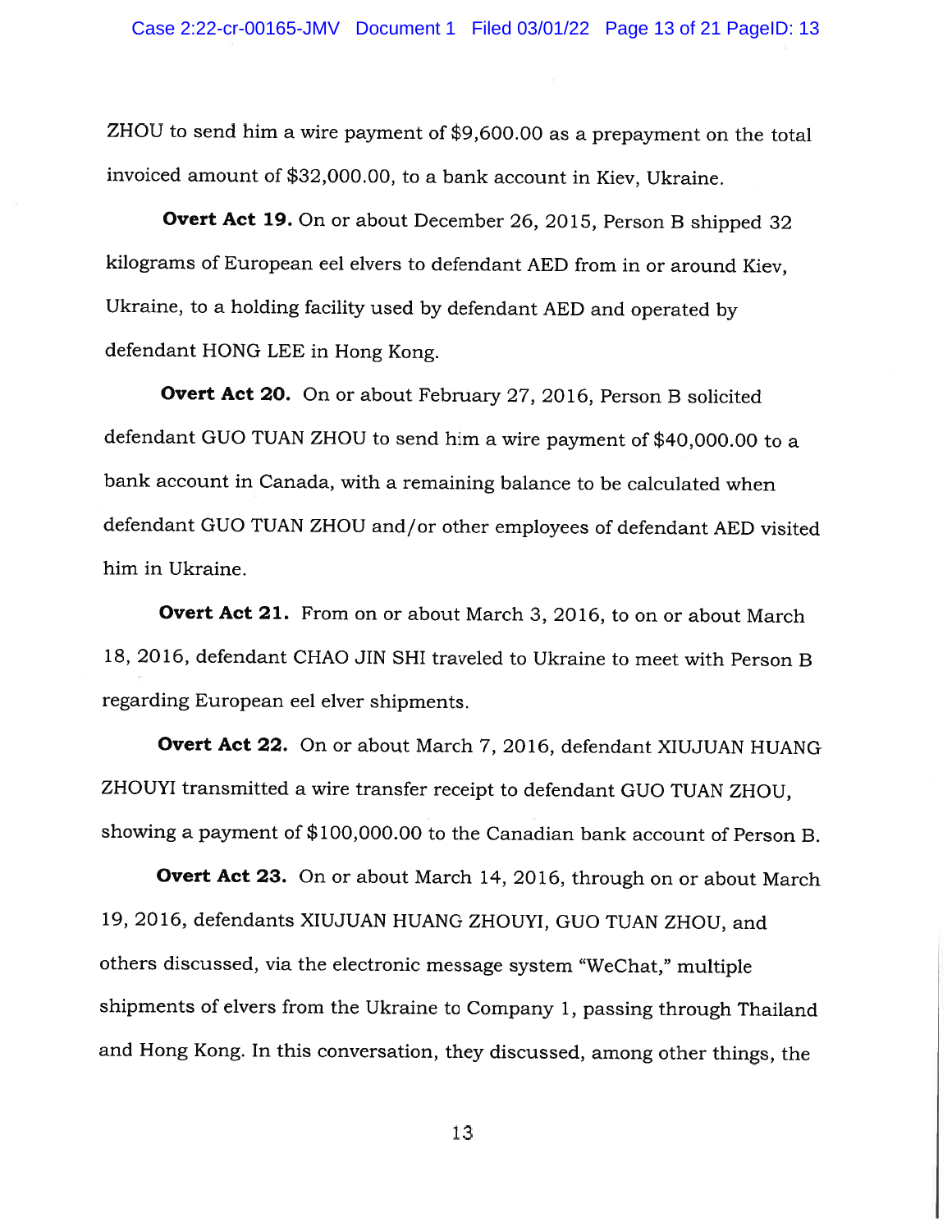ZHOU to send him a wire payment of $9,600.00 as a prepayment on the total invoiced amount of $32,000.00, to a bank account in Kiev, Ukraine.

**Overt Act 19.** On or about December 26, 2015, Person B shipped 32 kilograms of European eel elvers to defendant AED from in or around Kiev, Ukraine, to a holding facility used by defendant AED and operated by defendant HONG LEE in Hong Kong.

**Overt Act 20.** On or about February 27, 2016, Person B solicited defendant GUO TUAN ZHOU to send him a wire payment of $40,000.00 to a bank account in Canada, with a remaining balance to be calculated when defendant GUO TUAN ZHOU and/or other employees of defendant AED visited him in Ukraine.

**Overt Act 21.** From on or about March 3, 2016, to on or about March 18, 2016, defendant CHAO JIN SHI traveled to Ukraine to meet with Person B regarding European eel elver shipments.

**Overt Act 22.** On or about March 7, 2016, defendant XIUJUAN HUANG ZHOUYI transmitted a wire transfer receipt to defendant GUO TUAN ZHOU, showing a payment of $100,000.00 to the Canadian bank account of Person B.

**Overt Act 23.** On or about March 14, 2016, through on or about March 19, 2016, defendants XIUJUAN HUANG ZHOUYI, GUO TUAN ZHOU, and others discussed, via the electronic message system "WeChat," multiple shipments of elvers from the Ukraine to Company 1, passing through Thailand and Hong Kong. In this conversation, they discussed, among other things, the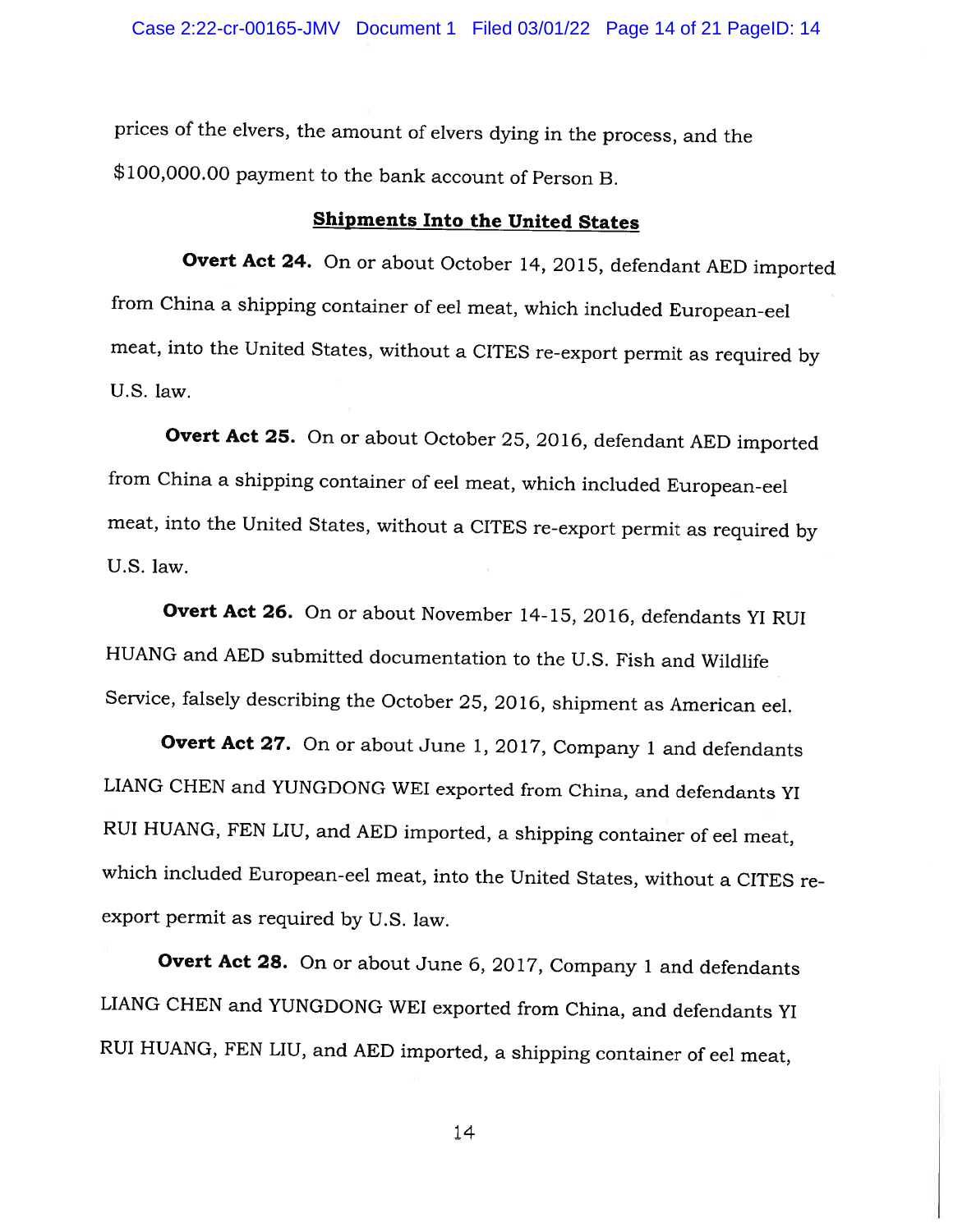prices of the elvers, the amount of elvers dying in the process, and the $100,000.00 payment to the bank account of Person B.

**Shipments Into the United States**

**Overt Act 24.** On or about October 14, 2015, defendant AED imported from China a shipping container of eel meat, which included European-eel meat, into the United States, without a CITES re-export permit as required by U.S. law.

**Overt Act 25.** On or about October 25, 2016, defendant AED imported from China a shipping container of eel meat, which included European-eel meat, into the United States, without a CITES re-export permit as required by U.S. law.

**Overt Act 26.** On or about November 14-15, 2016, defendants YI RUI HUANG and AED submitted documentation to the U.S. Fish and Wildlife Service, falsely describing the October 25, 2016, shipment as American eel.

**Overt Act 27.** On or about June 1, 2017, Company 1 and defendants LIANG CHEN and YUNGDONG WEI exported from China, and defendants YI RUI HUANG, FEN LIU, and AED imported, a shipping container of eel meat, which included European-eel meat, into the United States, without a CITES re-export permit as required by U.S. law.

**Overt Act 28.** On or about June 6, 2017, Company 1 and defendants LIANG CHEN and YUNGDONG WEI exported from China, and defendants YI RUI HUANG, FEN LIU, and AED imported, a shipping container of eel meat,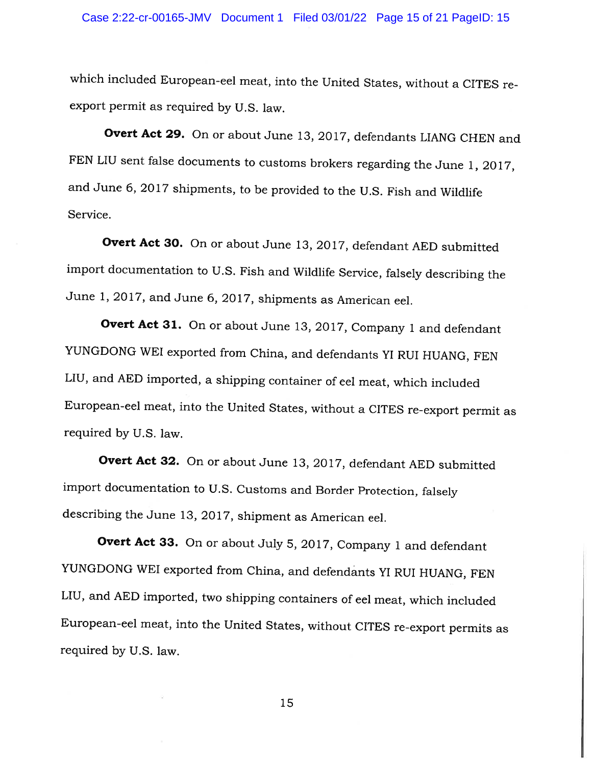which included European-eel meat, into the United States, without a CITES re-export permit as required by U.S. law.

**Overt Act 29.** On or about June 13, 2017, defendants LIANG CHEN and FEN LIU sent false documents to customs brokers regarding the June 1, 2017, and June 6, 2017 shipments, to be provided to the U.S. Fish and Wildlife Service.

**Overt Act 30.** On or about June 13, 2017, defendant AED submitted import documentation to U.S. Fish and Wildlife Service, falsely describing the June 1, 2017, and June 6, 2017, shipments as American eel.

**Overt Act 31.** On or about June 13, 2017, Company 1 and defendant YUNGDONG WEI exported from China, and defendants YI RUI HUANG, FEN LIU, and AED imported, a shipping container of eel meat, which included European-eel meat, into the United States, without a CITES re-export permit as required by U.S. law.

**Overt Act 32.** On or about June 13, 2017, defendant AED submitted import documentation to U.S. Customs and Border Protection, falsely describing the June 13, 2017, shipment as American eel.

**Overt Act 33.** On or about July 5, 2017, Company 1 and defendant YUNGDONG WEI exported from China, and defendants YI RUI HUANG, FEN LIU, and AED imported, two shipping containers of eel meat, which included European-eel meat, into the United States, without CITES re-export permits as required by U.S. law.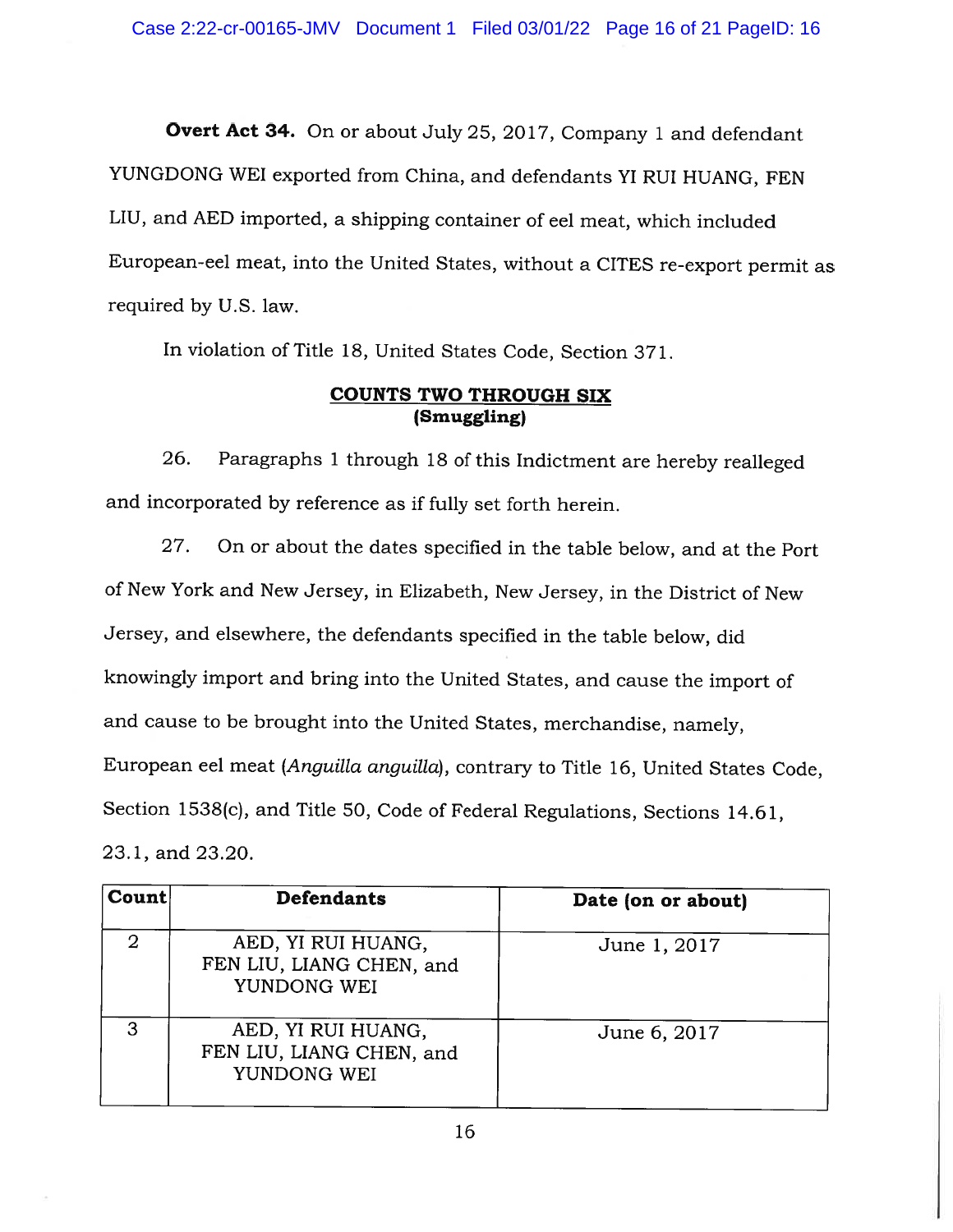**Overt Act 34.** On or about July 25, 2017, Company 1 and defendant YUNGDONG WEI exported from China, and defendants YI RUI HUANG, FEN LIU, and AED imported, a shipping container of eel meat, which included European-eel meat, into the United States, without a CITES re-export permit as required by U.S. law.

In violation of Title 18, United States Code, Section 371.

## COUNTS TWO THROUGH SIX
**(Smuggling)**

26. Paragraphs 1 through 18 of this Indictment are hereby realleged and incorporated by reference as if fully set forth herein.

27. On or about the dates specified in the table below, and at the Port of New York and New Jersey, in Elizabeth, New Jersey, in the District of New Jersey, and elsewhere, the defendants specified in the table below, did knowingly import and bring into the United States, and cause the import of and cause to be brought into the United States, merchandise, namely, European eel meat (*Anguilla anguilla*), contrary to Title 16, United States Code, Section 1538(c), and Title 50, Code of Federal Regulations, Sections 14.61, 23.1, and 23.20.

| Count | Defendants | Date (on or about) |
|---|---|---|
| 2 | AED, YI RUI HUANG, FEN LIU, LIANG CHEN, and YUNDONG WEI | June 1, 2017 |
| 3 | AED, YI RUI HUANG, FEN LIU, LIANG CHEN, and YUNDONG WEI | June 6, 2017 |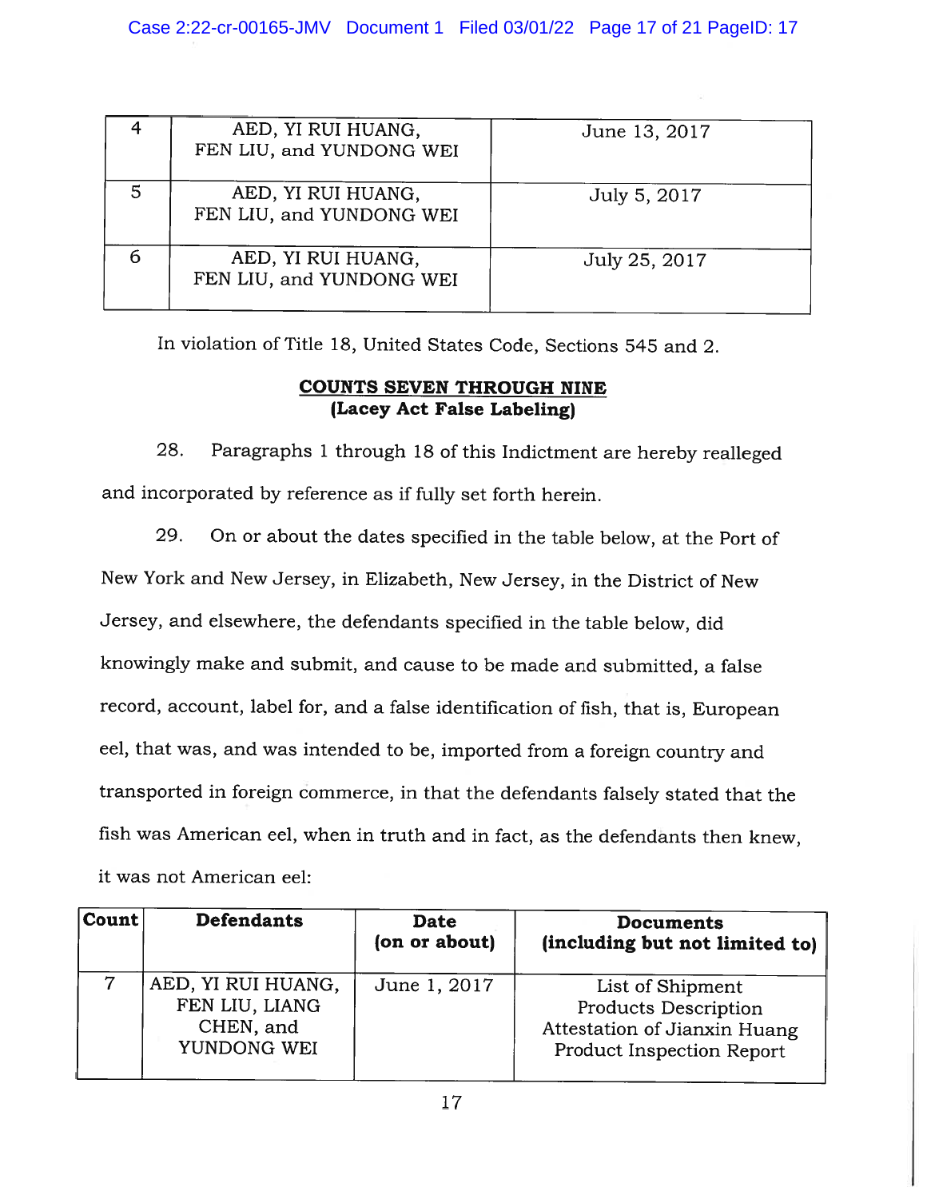| | | |
|---|---|---|
| 4 | AED, YI RUI HUANG, FEN LIU, and YUNDONG WEI | June 13, 2017 |
| 5 | AED, YI RUI HUANG, FEN LIU, and YUNDONG WEI | July 5, 2017 |
| 6 | AED, YI RUI HUANG, FEN LIU, and YUNDONG WEI | July 25, 2017 |

In violation of Title 18, United States Code, Sections 545 and 2.

## COUNTS SEVEN THROUGH NINE
**(Lacey Act False Labeling)**

28. Paragraphs 1 through 18 of this Indictment are hereby realleged and incorporated by reference as if fully set forth herein.

29. On or about the dates specified in the table below, at the Port of New York and New Jersey, in Elizabeth, New Jersey, in the District of New Jersey, and elsewhere, the defendants specified in the table below, did knowingly make and submit, and cause to be made and submitted, a false record, account, label for, and a false identification of fish, that is, European eel, that was, and was intended to be, imported from a foreign country and transported in foreign commerce, in that the defendants falsely stated that the fish was American eel, when in truth and in fact, as the defendants then knew, it was not American eel:

| Count | Defendants | Date (on or about) | Documents (including but not limited to) |
|---|---|---|---|
| 7 | AED, YI RUI HUANG, FEN LIU, LIANG CHEN, and YUNDONG WEI | June 1, 2017 | List of Shipment<br>Products Description<br>Attestation of Jianxin Huang<br>Product Inspection Report |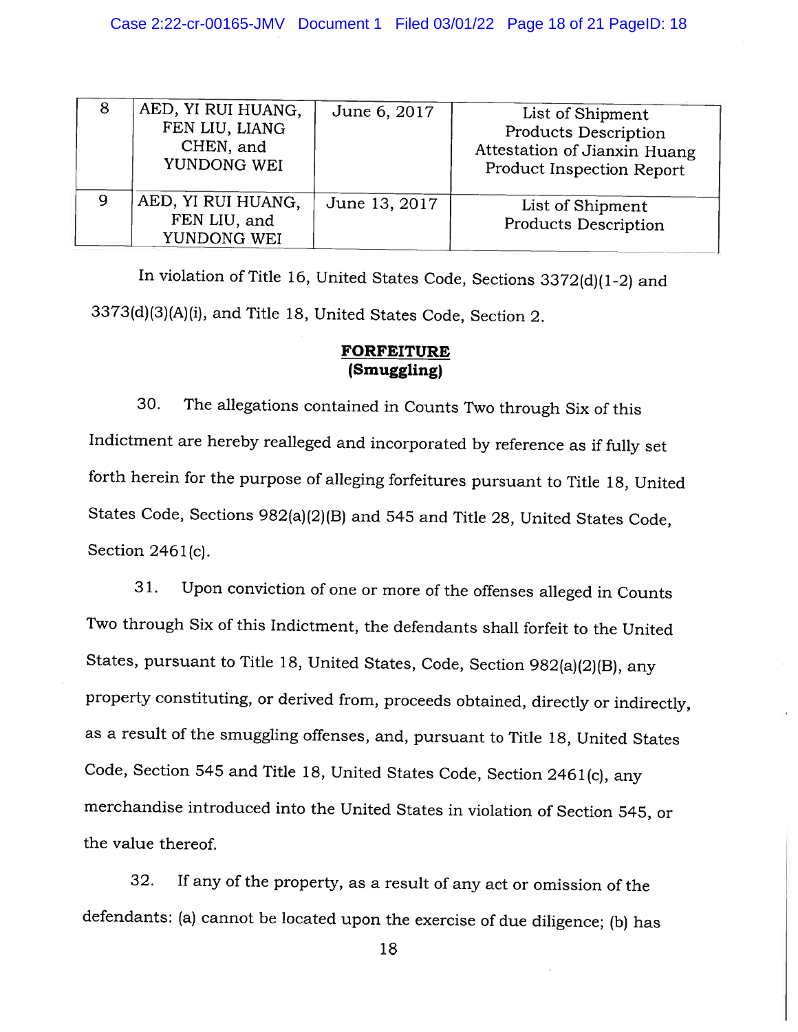| 8 | AED, YI RUI HUANG, FEN LIU, LIANG CHEN, and YUNDONG WEI | June 6, 2017 | List of Shipment Products Description Attestation of Jianxin Huang Product Inspection Report |
|---|---|---|---|
| 9 | AED, YI RUI HUANG, FEN LIU, and YUNDONG WEI | June 13, 2017 | List of Shipment Products Description |

In violation of Title 16, United States Code, Sections 3372(d)(1-2) and 3373(d)(3)(A)(i), and Title 18, United States Code, Section 2.

**FORFEITURE**
**(Smuggling)**

30. The allegations contained in Counts Two through Six of this Indictment are hereby realleged and incorporated by reference as if fully set forth herein for the purpose of alleging forfeitures pursuant to Title 18, United States Code, Sections 982(a)(2)(B) and 545 and Title 28, United States Code, Section 2461(c).

31. Upon conviction of one or more of the offenses alleged in Counts Two through Six of this Indictment, the defendants shall forfeit to the United States, pursuant to Title 18, United States, Code, Section 982(a)(2)(B), any property constituting, or derived from, proceeds obtained, directly or indirectly, as a result of the smuggling offenses, and, pursuant to Title 18, United States Code, Section 545 and Title 18, United States Code, Section 2461(c), any merchandise introduced into the United States in violation of Section 545, or the value thereof.

32. If any of the property, as a result of any act or omission of the defendants: (a) cannot be located upon the exercise of due diligence; (b) has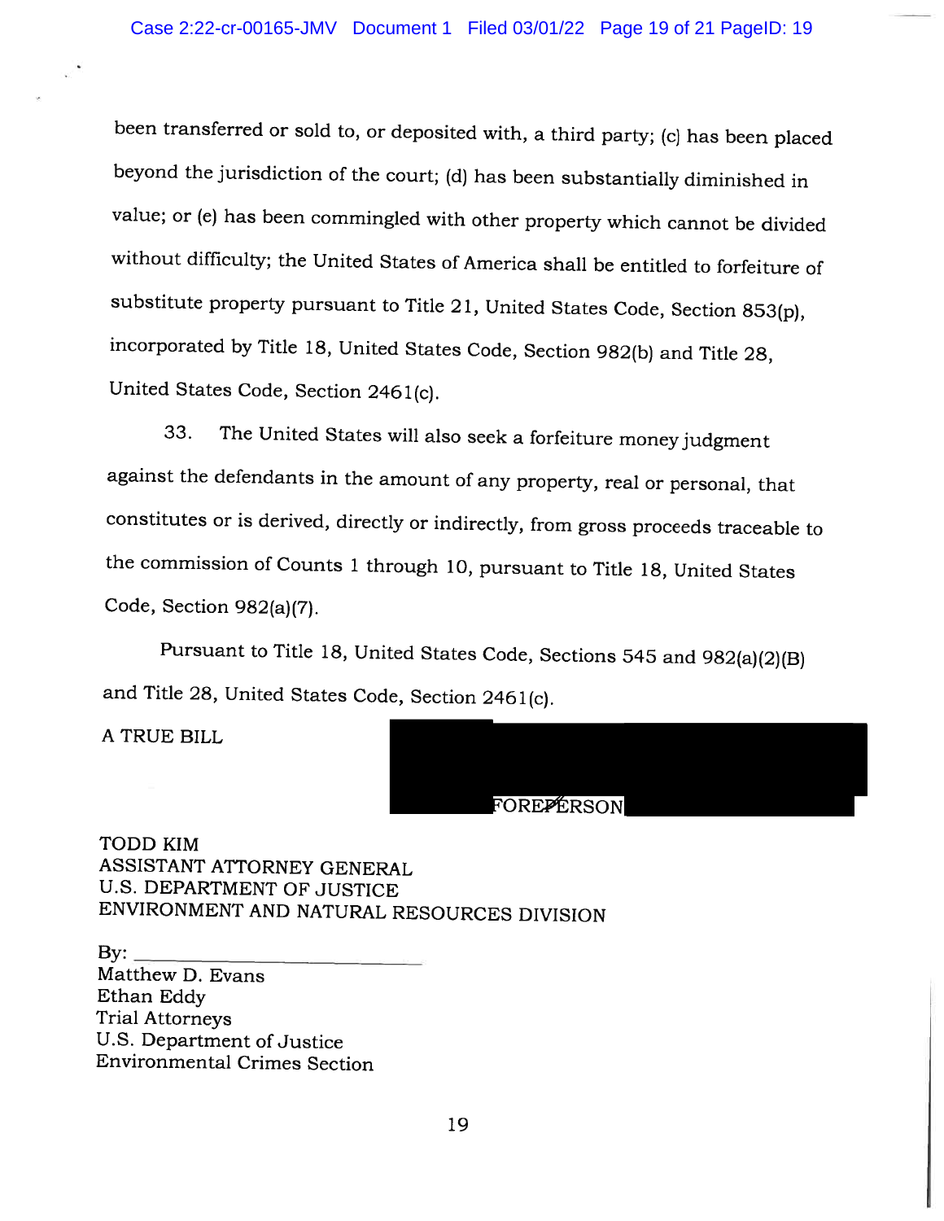been transferred or sold to, or deposited with, a third party; (c) has been placed beyond the jurisdiction of the court; (d) has been substantially diminished in value; or (e) has been commingled with other property which cannot be divided without difficulty; the United States of America shall be entitled to forfeiture of substitute property pursuant to Title 21, United States Code, Section 853(p), incorporated by Title 18, United States Code, Section 982(b) and Title 28, United States Code, Section 2461(c).

33. The United States will also seek a forfeiture money judgment against the defendants in the amount of any property, real or personal, that constitutes or is derived, directly or indirectly, from gross proceeds traceable to the commission of Counts 1 through 10, pursuant to Title 18, United States Code, Section 982(a)(7).

Pursuant to Title 18, United States Code, Sections 545 and 982(a)(2)(B) and Title 28, United States Code, Section 2461(c).

A TRUE BILL

FOREPERSON

TODD KIM
ASSISTANT ATTORNEY GENERAL
U.S. DEPARTMENT OF JUSTICE
ENVIRONMENT AND NATURAL RESOURCES DIVISION

By: ______________________________
Matthew D. Evans
Ethan Eddy
Trial Attorneys
U.S. Department of Justice
Environmental Crimes Section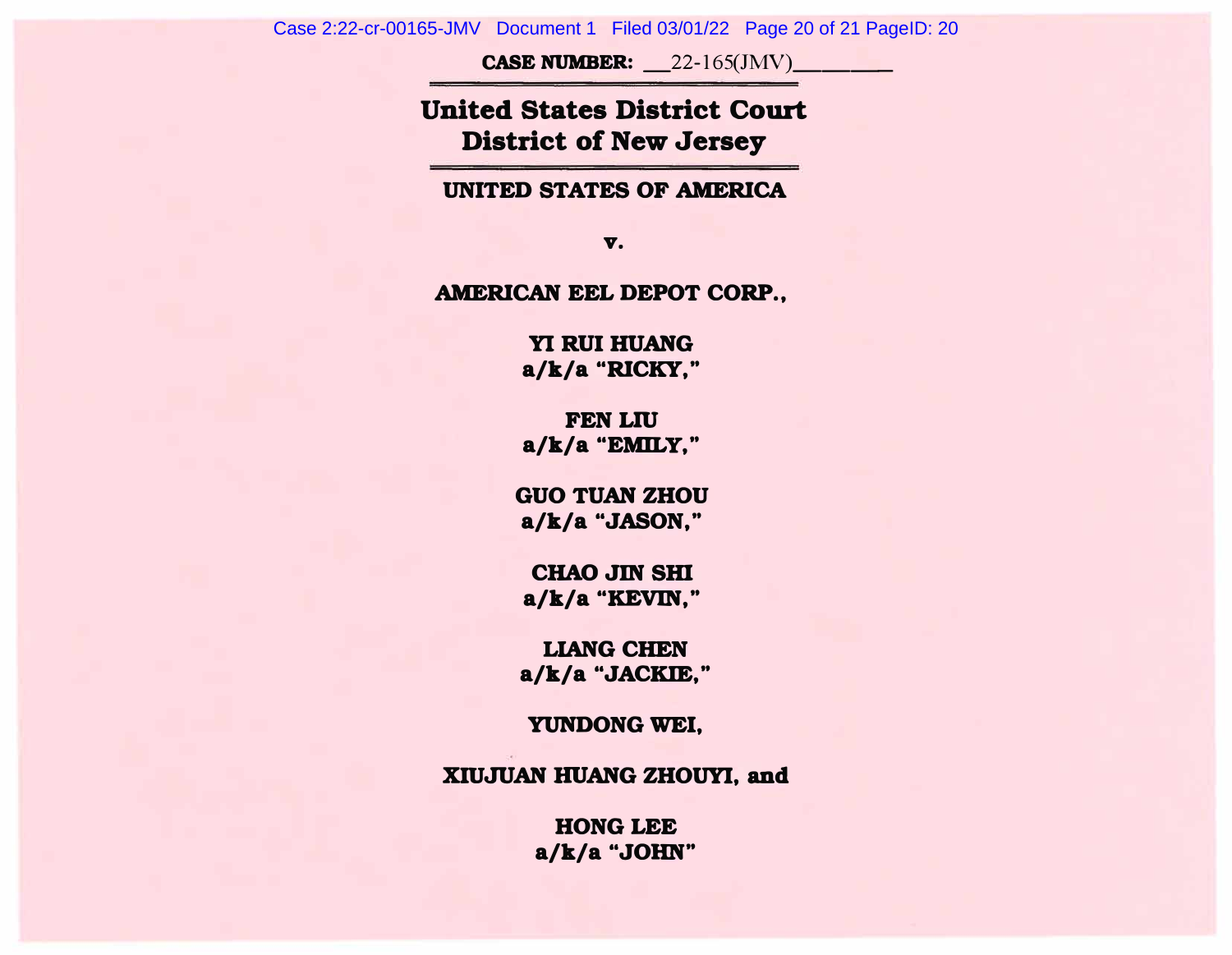**CASE NUMBER:** __22-165(JMV)________

# United States District Court
# District of New Jersey

**UNITED STATES OF AMERICA**

**v.**

**AMERICAN EEL DEPOT CORP.,**

**YI RUI HUANG**
**a/k/a "RICKY,"**

**FEN LIU**
**a/k/a "EMILY,"**

**GUO TUAN ZHOU**
**a/k/a "JASON,"**

**CHAO JIN SHI**
**a/k/a "KEVIN,"**

**LIANG CHEN**
**a/k/a "JACKIE,"**

**YUNDONG WEI,**

**XIUJUAN HUANG ZHOUYI, and**

**HONG LEE**
**a/k/a "JOHN"**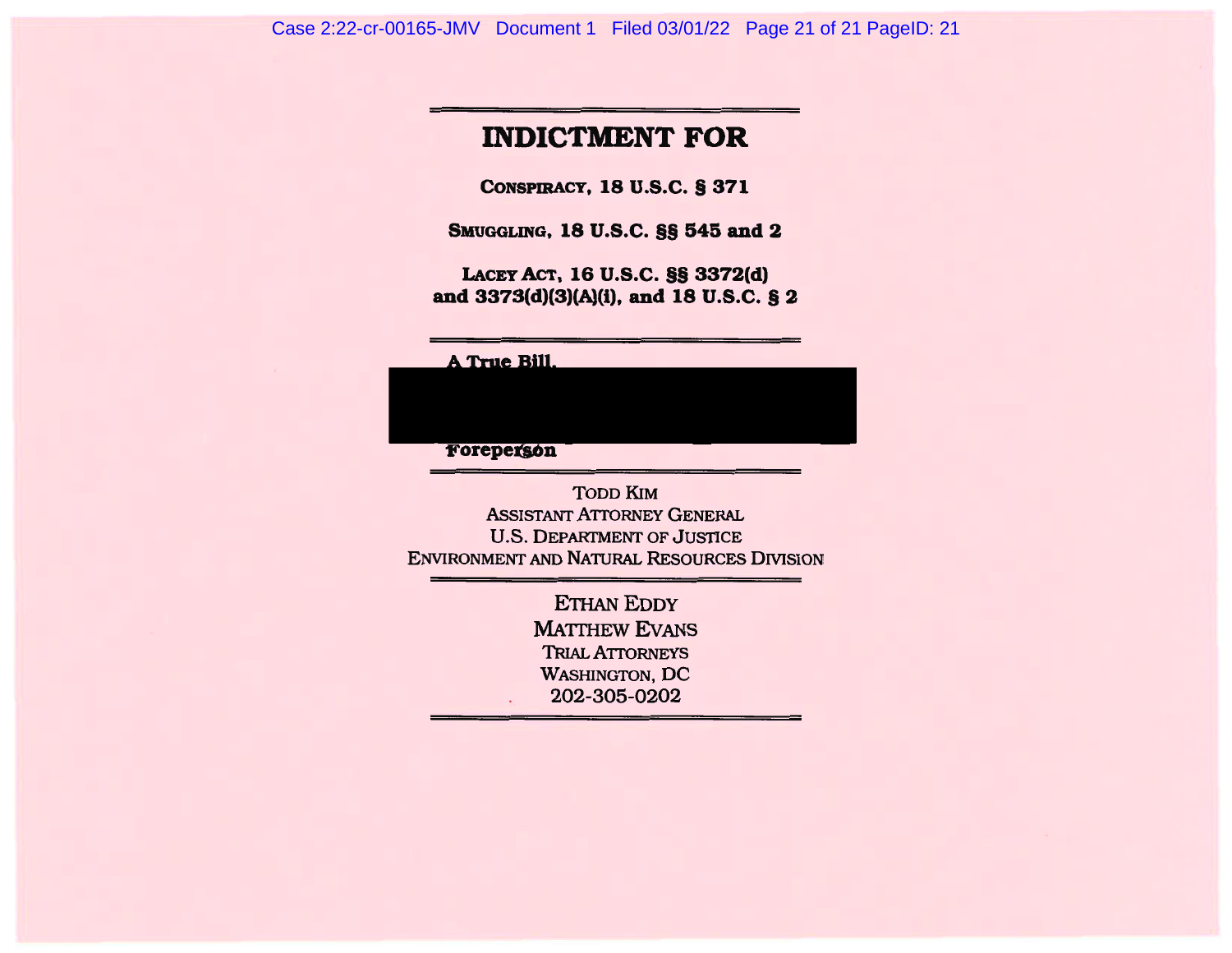# INDICTMENT FOR

**CONSPIRACY, 18 U.S.C. § 371**

**SMUGGLING, 18 U.S.C. §§ 545 and 2**

**LACEY ACT, 16 U.S.C. §§ 3372(d) and 3373(d)(3)(A)(i), and 18 U.S.C. § 2**

---

**A True Bill,**

**Foreperson**

---

TODD KIM
ASSISTANT ATTORNEY GENERAL
U.S. DEPARTMENT OF JUSTICE
ENVIRONMENT AND NATURAL RESOURCES DIVISION

---

ETHAN EDDY
MATTHEW EVANS
TRIAL ATTORNEYS
WASHINGTON, DC
202-305-0202